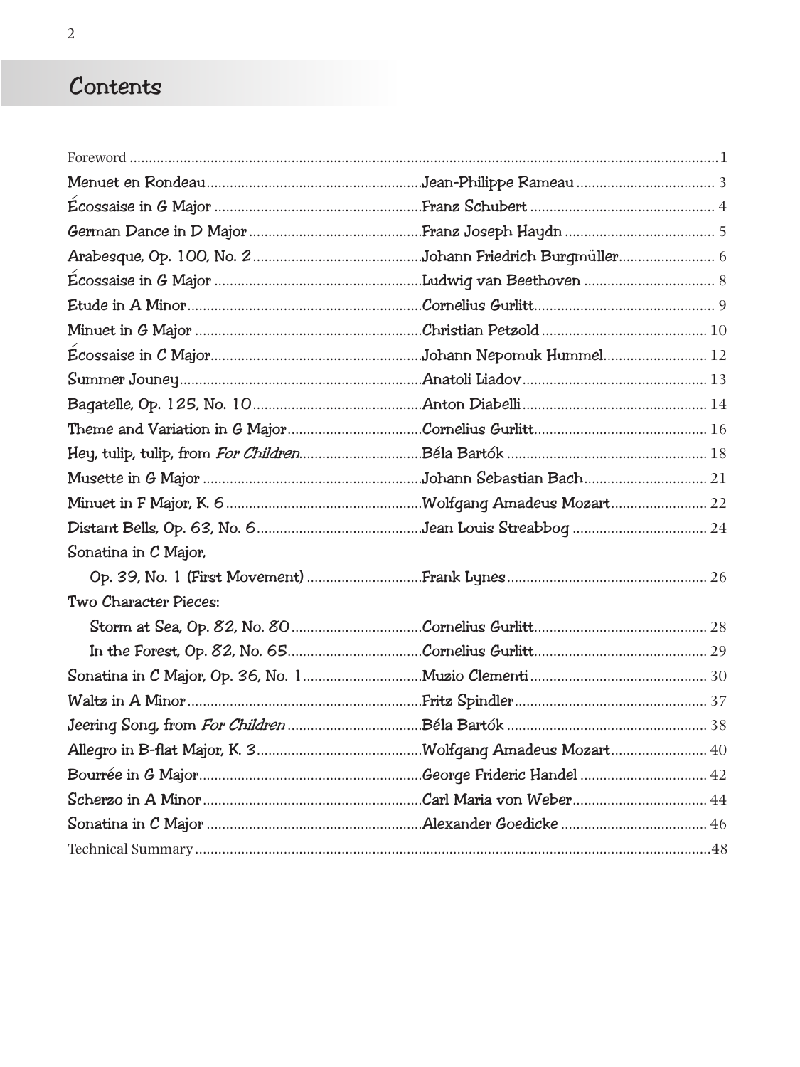# Contents

| Title | Composer | Page |
|---|---|---|
| Foreword | | 1 |
| Menuet en Rondeau | Jean-Philippe Rameau | 3 |
| Écossaise in G Major | Franz Schubert | 4 |
| German Dance in D Major | Franz Joseph Haydn | 5 |
| Arabesque, Op. 100, No. 2 | Johann Friedrich Burgmüller | 6 |
| Écossaise in G Major | Ludwig van Beethoven | 8 |
| Etude in A Minor | Cornelius Gurlitt | 9 |
| Minuet in G Major | Christian Petzold | 10 |
| Écossaise in C Major | Johann Nepomuk Hummel | 12 |
| Summer Jouney | Anatoli Liadov | 13 |
| Bagatelle, Op. 125, No. 10 | Anton Diabelli | 14 |
| Theme and Variation in G Major | Cornelius Gurlitt | 16 |
| Hey, tulip, tulip, from *For Children* | Béla Bartók | 18 |
| Musette in G Major | Johann Sebastian Bach | 21 |
| Minuet in F Major, K. 6 | Wolfgang Amadeus Mozart | 22 |
| Distant Bells, Op. 63, No. 6 | Jean Louis Streabbog | 24 |
| Sonatina in C Major, Op. 39, No. 1 (First Movement) | Frank Lynes | 26 |
| Two Character Pieces: | | |
| Storm at Sea, Op. 82, No. 80 | Cornelius Gurlitt | 28 |
| In the Forest, Op. 82, No. 65 | Cornelius Gurlitt | 29 |
| Sonatina in C Major, Op. 36, No. 1 | Muzio Clementi | 30 |
| Waltz in A Minor | Fritz Spindler | 37 |
| Jeering Song, from *For Children* | Béla Bartók | 38 |
| Allegro in B-flat Major, K. 3 | Wolfgang Amadeus Mozart | 40 |
| Bourrée in G Major | George Frideric Handel | 42 |
| Scherzo in A Minor | Carl Maria von Weber | 44 |
| Sonatina in C Major | Alexander Goedicke | 46 |
| Technical Summary | | 48 |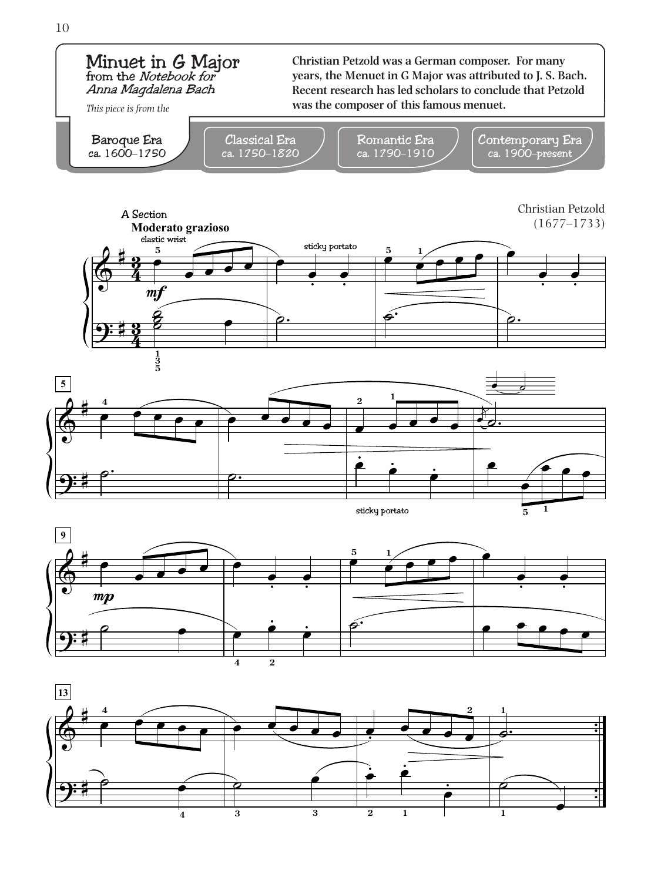# Minuet in G Major

from the *Notebook for Anna Magdalena Bach*

*This piece is from the*

**Baroque Era** ca. 1600–1750

Classical Era ca. 1750–1820

Romantic Era ca. 1790–1910

Contemporary Era ca. 1900–present

**Christian Petzold was a German composer. For many years, the Menuet in G Major was attributed to J. S. Bach. Recent research has led scholars to conclude that Petzold was the composer of this famous menuet.**

Christian Petzold
(1677–1733)

A Section

**Moderato grazioso**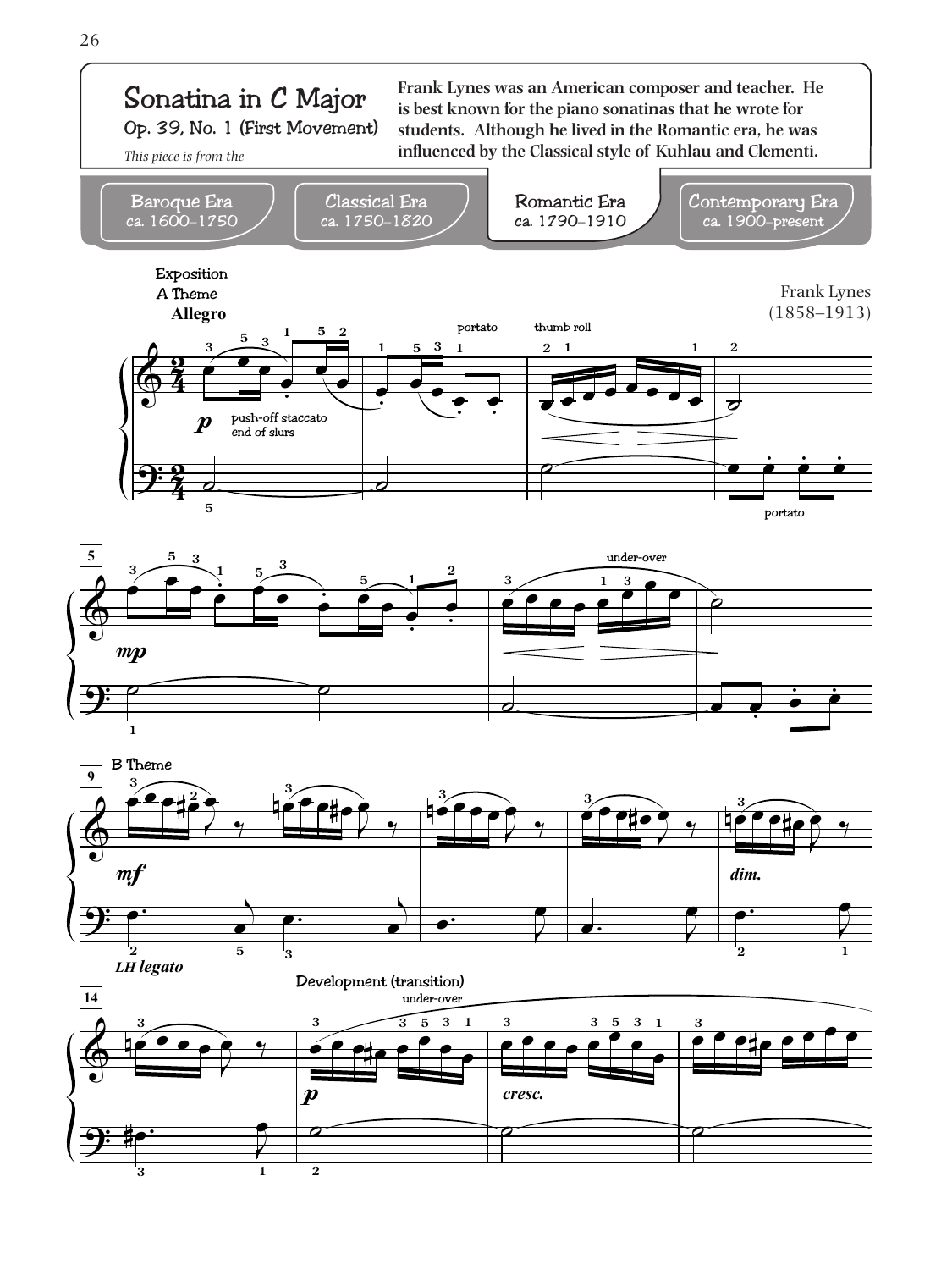# Sonatina in C Major

Op. 39, No. 1 (First Movement)

*This piece is from the*

**Frank Lynes was an American composer and teacher. He is best known for the piano sonatinas that he wrote for students. Although he lived in the Romantic era, he was influenced by the Classical style of Kuhlau and Clementi.**

| Baroque Era ca. 1600–1750 | Classical Era ca. 1750–1820 | Romantic Era ca. 1790–1910 | Contemporary Era ca. 1900–present |
|---|---|---|---|

Frank Lynes (1858–1913)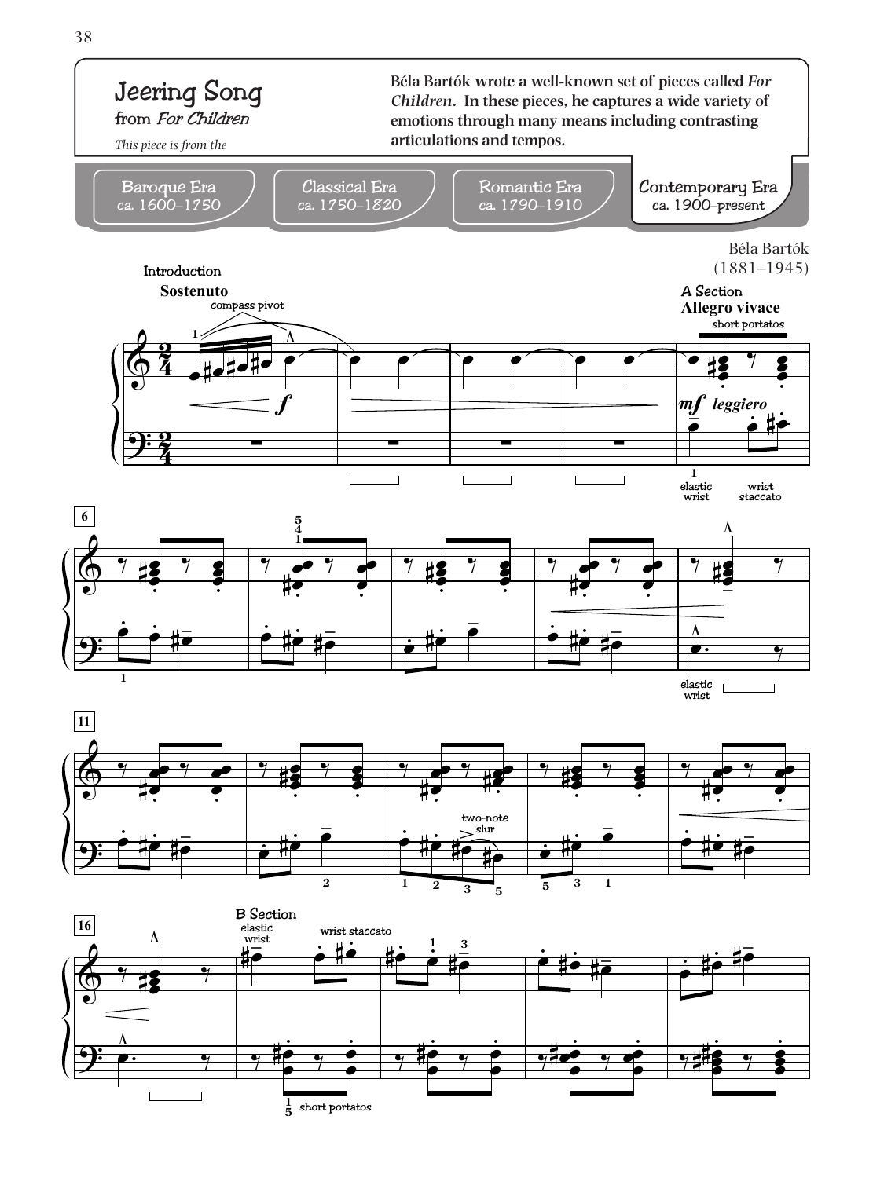# Jeering Song

from *For Children*

*This piece is from the*

**Béla Bartók wrote a well-known set of pieces called *For Children*. In these pieces, he captures a wide variety of emotions through many means including contrasting articulations and tempos.**

Baroque Era ca. 1600–1750 | Classical Era ca. 1750–1820 | Romantic Era ca. 1790–1910 | **Contemporary Era ca. 1900–present**

Béla Bartók (1881–1945)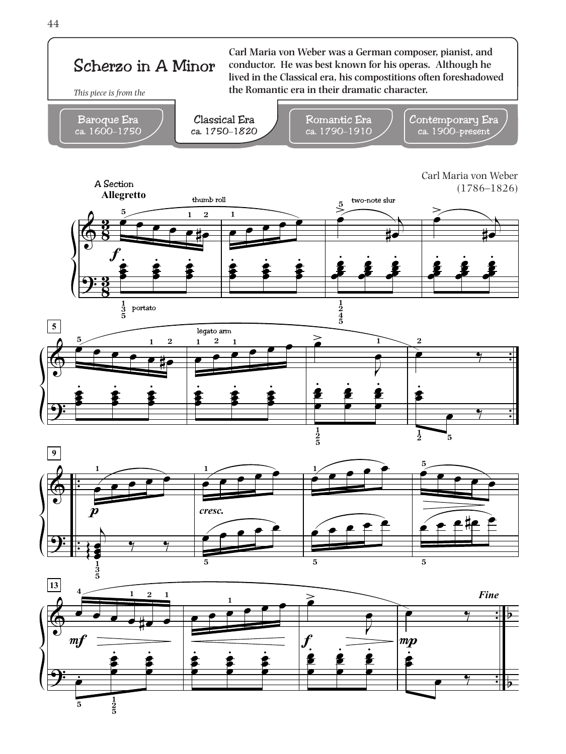# Scherzo in A Minor

*This piece is from the*

Carl Maria von Weber was a German composer, pianist, and conductor. He was best known for his operas. Although he lived in the Classical era, his compostitions often foreshadowed the Romantic era in their dramatic character.

Baroque Era ca. 1600–1750 | Classical Era ca. 1750–1820 | Romantic Era ca. 1790–1910 | Contemporary Era ca. 1900–present

Carl Maria von Weber (1786–1826)